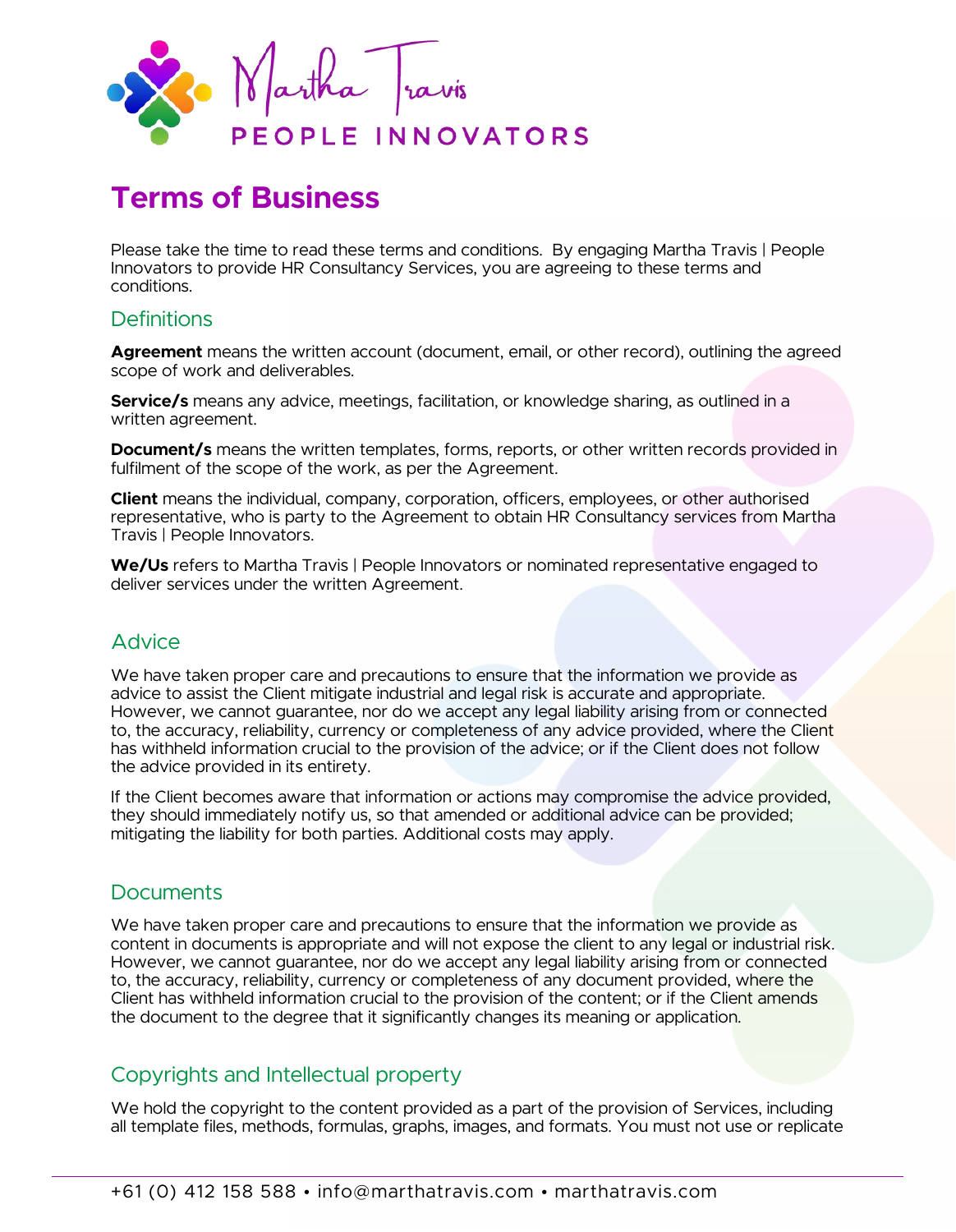# Terms of Business

Please take the time to read these terms and conditions. By engaging Martha Travis | People Innovators to provide HR Consultancy Services, you are agreeing to these terms and conditions.

## Definitions

**Agreement** means the written account (document, email, or other record), outlining the agreed scope of work and deliverables.

**Service/s** means any advice, meetings, facilitation, or knowledge sharing, as outlined in a written agreement.

**Document/s** means the written templates, forms, reports, or other written records provided in fulfilment of the scope of the work, as per the Agreement.

**Client** means the individual, company, corporation, officers, employees, or other authorised representative, who is party to the Agreement to obtain HR Consultancy services from Martha Travis | People Innovators.

**We/Us** refers to Martha Travis | People Innovators or nominated representative engaged to deliver services under the written Agreement.

## Advice

We have taken proper care and precautions to ensure that the information we provide as advice to assist the Client mitigate industrial and legal risk is accurate and appropriate. However, we cannot guarantee, nor do we accept any legal liability arising from or connected to, the accuracy, reliability, currency or completeness of any advice provided, where the Client has withheld information crucial to the provision of the advice; or if the Client does not follow the advice provided in its entirety.

If the Client becomes aware that information or actions may compromise the advice provided, they should immediately notify us, so that amended or additional advice can be provided; mitigating the liability for both parties. Additional costs may apply.

## Documents

We have taken proper care and precautions to ensure that the information we provide as content in documents is appropriate and will not expose the client to any legal or industrial risk. However, we cannot guarantee, nor do we accept any legal liability arising from or connected to, the accuracy, reliability, currency or completeness of any document provided, where the Client has withheld information crucial to the provision of the content; or if the Client amends the document to the degree that it significantly changes its meaning or application.

## Copyrights and Intellectual property

We hold the copyright to the content provided as a part of the provision of Services, including all template files, methods, formulas, graphs, images, and formats. You must not use or replicate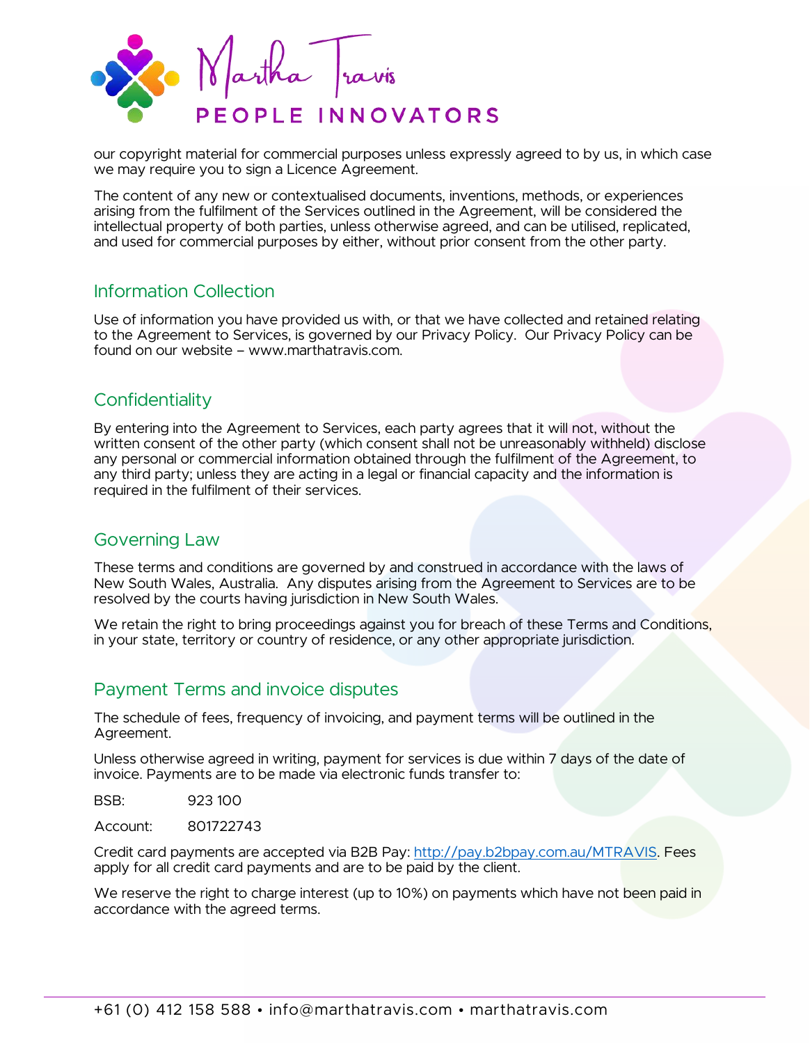our copyright material for commercial purposes unless expressly agreed to by us, in which case we may require you to sign a Licence Agreement.

The content of any new or contextualised documents, inventions, methods, or experiences arising from the fulfilment of the Services outlined in the Agreement, will be considered the intellectual property of both parties, unless otherwise agreed, and can be utilised, replicated, and used for commercial purposes by either, without prior consent from the other party.

## Information Collection

Use of information you have provided us with, or that we have collected and retained relating to the Agreement to Services, is governed by our Privacy Policy. Our Privacy Policy can be found on our website – www.marthatravis.com.

## Confidentiality

By entering into the Agreement to Services, each party agrees that it will not, without the written consent of the other party (which consent shall not be unreasonably withheld) disclose any personal or commercial information obtained through the fulfilment of the Agreement, to any third party; unless they are acting in a legal or financial capacity and the information is required in the fulfilment of their services.

## Governing Law

These terms and conditions are governed by and construed in accordance with the laws of New South Wales, Australia. Any disputes arising from the Agreement to Services are to be resolved by the courts having jurisdiction in New South Wales.

We retain the right to bring proceedings against you for breach of these Terms and Conditions, in your state, territory or country of residence, or any other appropriate jurisdiction.

## Payment Terms and invoice disputes

The schedule of fees, frequency of invoicing, and payment terms will be outlined in the Agreement.

Unless otherwise agreed in writing, payment for services is due within 7 days of the date of invoice. Payments are to be made via electronic funds transfer to:

BSB: 923 100

Account: 801722743

Credit card payments are accepted via B2B Pay: http://pay.b2bpay.com.au/MTRAVIS. Fees apply for all credit card payments and are to be paid by the client.

We reserve the right to charge interest (up to 10%) on payments which have not been paid in accordance with the agreed terms.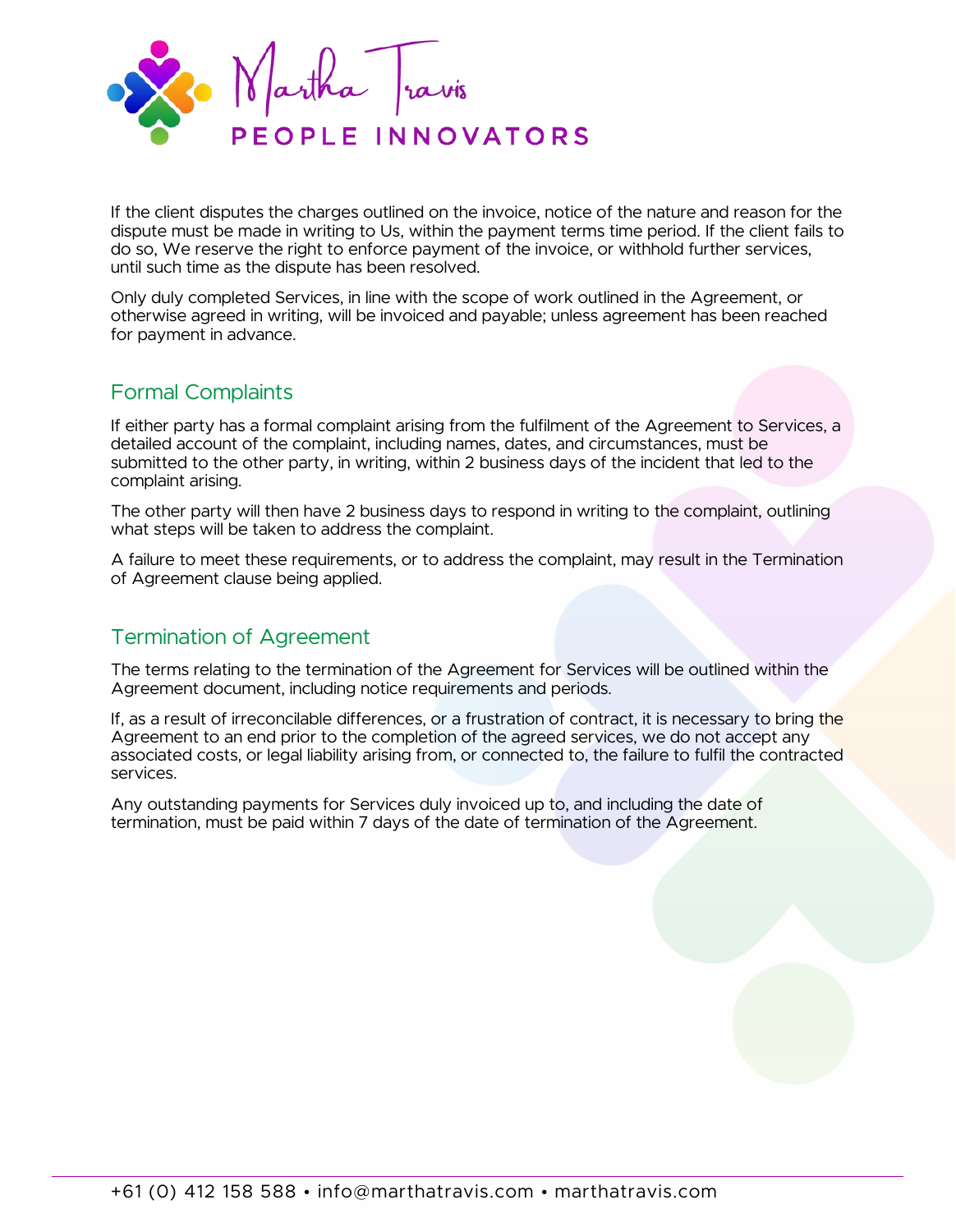If the client disputes the charges outlined on the invoice, notice of the nature and reason for the dispute must be made in writing to Us, within the payment terms time period. If the client fails to do so, We reserve the right to enforce payment of the invoice, or withhold further services, until such time as the dispute has been resolved.

Only duly completed Services, in line with the scope of work outlined in the Agreement, or otherwise agreed in writing, will be invoiced and payable; unless agreement has been reached for payment in advance.

## Formal Complaints

If either party has a formal complaint arising from the fulfilment of the Agreement to Services, a detailed account of the complaint, including names, dates, and circumstances, must be submitted to the other party, in writing, within 2 business days of the incident that led to the complaint arising.

The other party will then have 2 business days to respond in writing to the complaint, outlining what steps will be taken to address the complaint.

A failure to meet these requirements, or to address the complaint, may result in the Termination of Agreement clause being applied.

## Termination of Agreement

The terms relating to the termination of the Agreement for Services will be outlined within the Agreement document, including notice requirements and periods.

If, as a result of irreconcilable differences, or a frustration of contract, it is necessary to bring the Agreement to an end prior to the completion of the agreed services, we do not accept any associated costs, or legal liability arising from, or connected to, the failure to fulfil the contracted services.

Any outstanding payments for Services duly invoiced up to, and including the date of termination, must be paid within 7 days of the date of termination of the Agreement.